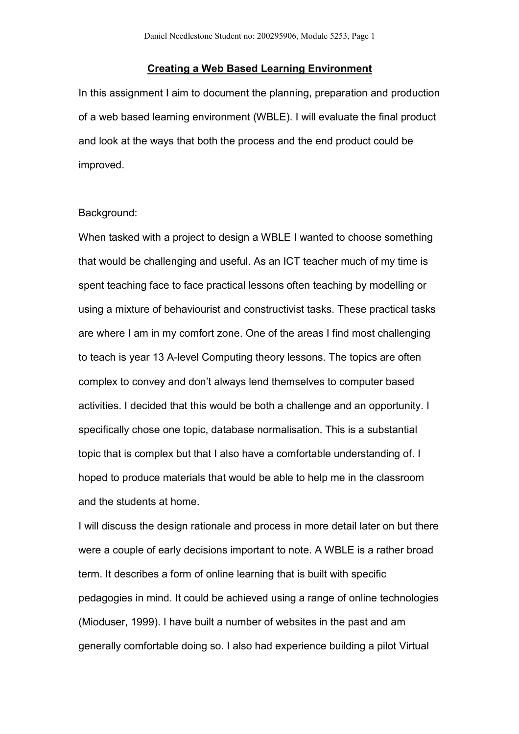# Creating a Web Based Learning Environment

In this assignment I aim to document the planning, preparation and production of a web based learning environment (WBLE). I will evaluate the final product and look at the ways that both the process and the end product could be improved.

Background:

When tasked with a project to design a WBLE I wanted to choose something that would be challenging and useful. As an ICT teacher much of my time is spent teaching face to face practical lessons often teaching by modelling or using a mixture of behaviourist and constructivist tasks. These practical tasks are where I am in my comfort zone. One of the areas I find most challenging to teach is year 13 A-level Computing theory lessons. The topics are often complex to convey and don't always lend themselves to computer based activities. I decided that this would be both a challenge and an opportunity. I specifically chose one topic, database normalisation. This is a substantial topic that is complex but that I also have a comfortable understanding of. I hoped to produce materials that would be able to help me in the classroom and the students at home.

I will discuss the design rationale and process in more detail later on but there were a couple of early decisions important to note. A WBLE is a rather broad term. It describes a form of online learning that is built with specific pedagogies in mind. It could be achieved using a range of online technologies (Mioduser, 1999). I have built a number of websites in the past and am generally comfortable doing so. I also had experience building a pilot Virtual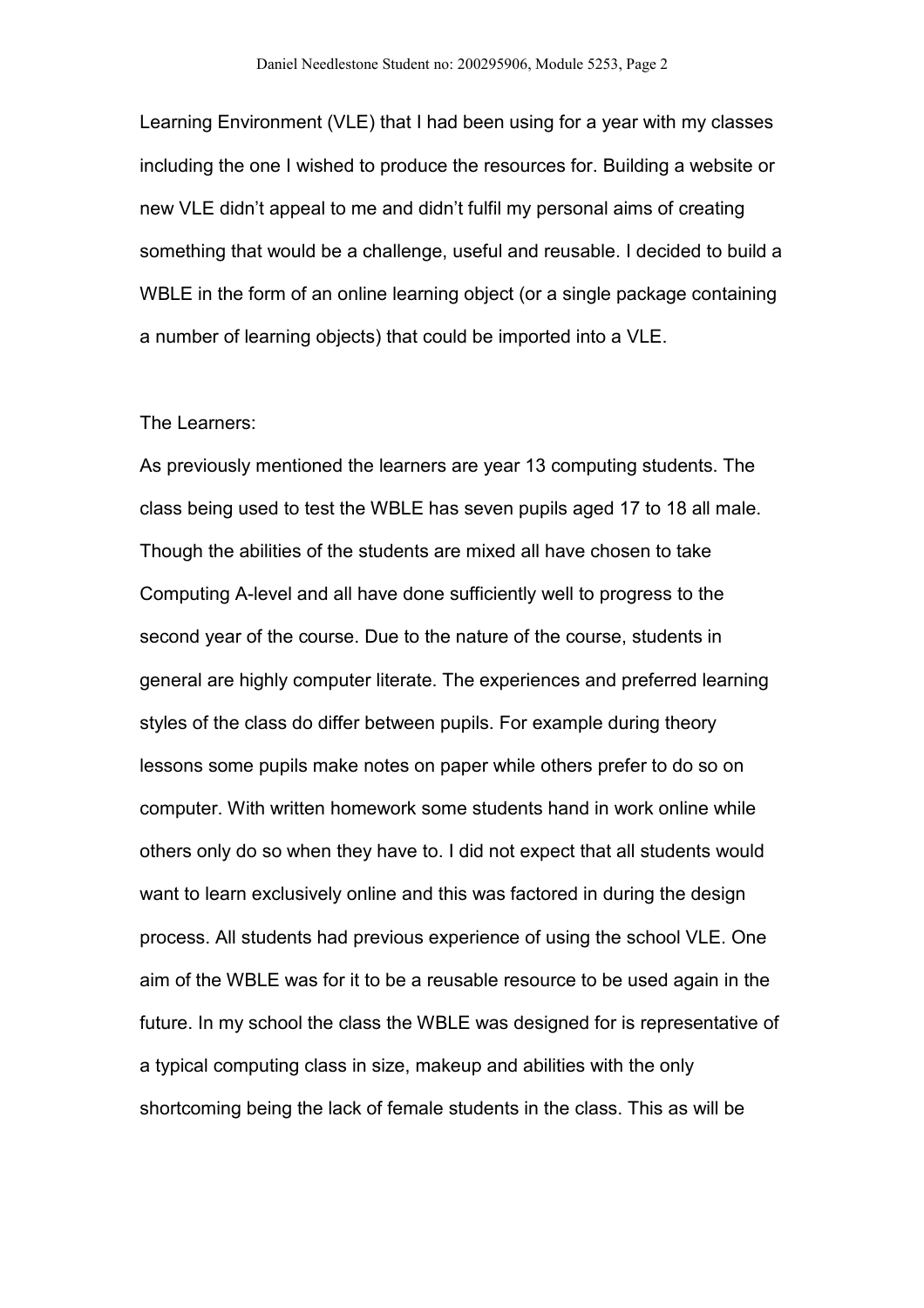Learning Environment (VLE) that I had been using for a year with my classes including the one I wished to produce the resources for. Building a website or new VLE didn't appeal to me and didn't fulfil my personal aims of creating something that would be a challenge, useful and reusable. I decided to build a WBLE in the form of an online learning object (or a single package containing a number of learning objects) that could be imported into a VLE.

The Learners:

As previously mentioned the learners are year 13 computing students. The class being used to test the WBLE has seven pupils aged 17 to 18 all male. Though the abilities of the students are mixed all have chosen to take Computing A-level and all have done sufficiently well to progress to the second year of the course. Due to the nature of the course, students in general are highly computer literate. The experiences and preferred learning styles of the class do differ between pupils. For example during theory lessons some pupils make notes on paper while others prefer to do so on computer. With written homework some students hand in work online while others only do so when they have to. I did not expect that all students would want to learn exclusively online and this was factored in during the design process. All students had previous experience of using the school VLE. One aim of the WBLE was for it to be a reusable resource to be used again in the future. In my school the class the WBLE was designed for is representative of a typical computing class in size, makeup and abilities with the only shortcoming being the lack of female students in the class. This as will be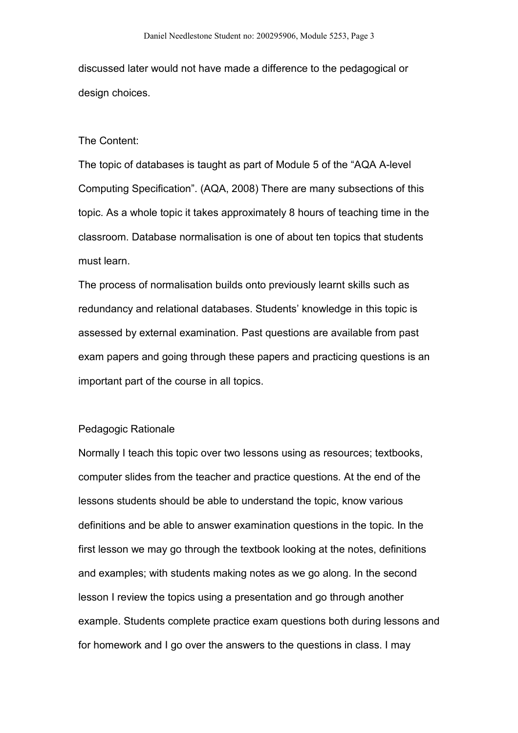discussed later would not have made a difference to the pedagogical or design choices.

The Content:

The topic of databases is taught as part of Module 5 of the "AQA A-level Computing Specification". (AQA, 2008) There are many subsections of this topic. As a whole topic it takes approximately 8 hours of teaching time in the classroom. Database normalisation is one of about ten topics that students must learn.

The process of normalisation builds onto previously learnt skills such as redundancy and relational databases. Students' knowledge in this topic is assessed by external examination. Past questions are available from past exam papers and going through these papers and practicing questions is an important part of the course in all topics.

Pedagogic Rationale

Normally I teach this topic over two lessons using as resources; textbooks, computer slides from the teacher and practice questions. At the end of the lessons students should be able to understand the topic, know various definitions and be able to answer examination questions in the topic. In the first lesson we may go through the textbook looking at the notes, definitions and examples; with students making notes as we go along. In the second lesson I review the topics using a presentation and go through another example. Students complete practice exam questions both during lessons and for homework and I go over the answers to the questions in class. I may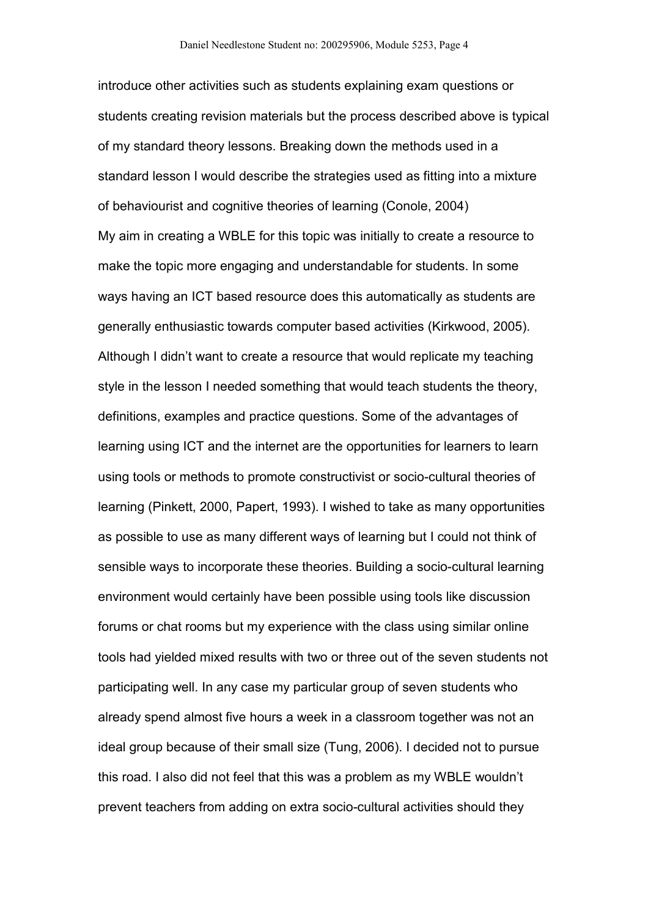introduce other activities such as students explaining exam questions or students creating revision materials but the process described above is typical of my standard theory lessons. Breaking down the methods used in a standard lesson I would describe the strategies used as fitting into a mixture of behaviourist and cognitive theories of learning (Conole, 2004)

My aim in creating a WBLE for this topic was initially to create a resource to make the topic more engaging and understandable for students. In some ways having an ICT based resource does this automatically as students are generally enthusiastic towards computer based activities (Kirkwood, 2005). Although I didn't want to create a resource that would replicate my teaching style in the lesson I needed something that would teach students the theory, definitions, examples and practice questions. Some of the advantages of learning using ICT and the internet are the opportunities for learners to learn using tools or methods to promote constructivist or socio-cultural theories of learning (Pinkett, 2000, Papert, 1993). I wished to take as many opportunities as possible to use as many different ways of learning but I could not think of sensible ways to incorporate these theories. Building a socio-cultural learning environment would certainly have been possible using tools like discussion forums or chat rooms but my experience with the class using similar online tools had yielded mixed results with two or three out of the seven students not participating well. In any case my particular group of seven students who already spend almost five hours a week in a classroom together was not an ideal group because of their small size (Tung, 2006). I decided not to pursue this road. I also did not feel that this was a problem as my WBLE wouldn't prevent teachers from adding on extra socio-cultural activities should they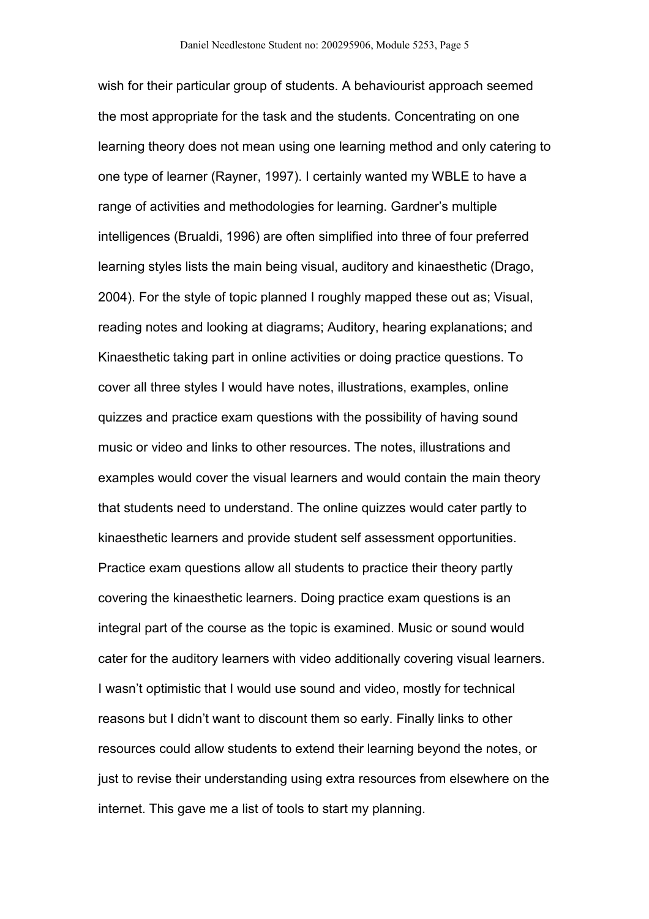wish for their particular group of students. A behaviourist approach seemed the most appropriate for the task and the students. Concentrating on one learning theory does not mean using one learning method and only catering to one type of learner (Rayner, 1997). I certainly wanted my WBLE to have a range of activities and methodologies for learning. Gardner's multiple intelligences (Brualdi, 1996) are often simplified into three of four preferred learning styles lists the main being visual, auditory and kinaesthetic (Drago, 2004). For the style of topic planned I roughly mapped these out as; Visual, reading notes and looking at diagrams; Auditory, hearing explanations; and Kinaesthetic taking part in online activities or doing practice questions. To cover all three styles I would have notes, illustrations, examples, online quizzes and practice exam questions with the possibility of having sound music or video and links to other resources. The notes, illustrations and examples would cover the visual learners and would contain the main theory that students need to understand. The online quizzes would cater partly to kinaesthetic learners and provide student self assessment opportunities. Practice exam questions allow all students to practice their theory partly covering the kinaesthetic learners. Doing practice exam questions is an integral part of the course as the topic is examined. Music or sound would cater for the auditory learners with video additionally covering visual learners. I wasn't optimistic that I would use sound and video, mostly for technical reasons but I didn't want to discount them so early. Finally links to other resources could allow students to extend their learning beyond the notes, or just to revise their understanding using extra resources from elsewhere on the internet. This gave me a list of tools to start my planning.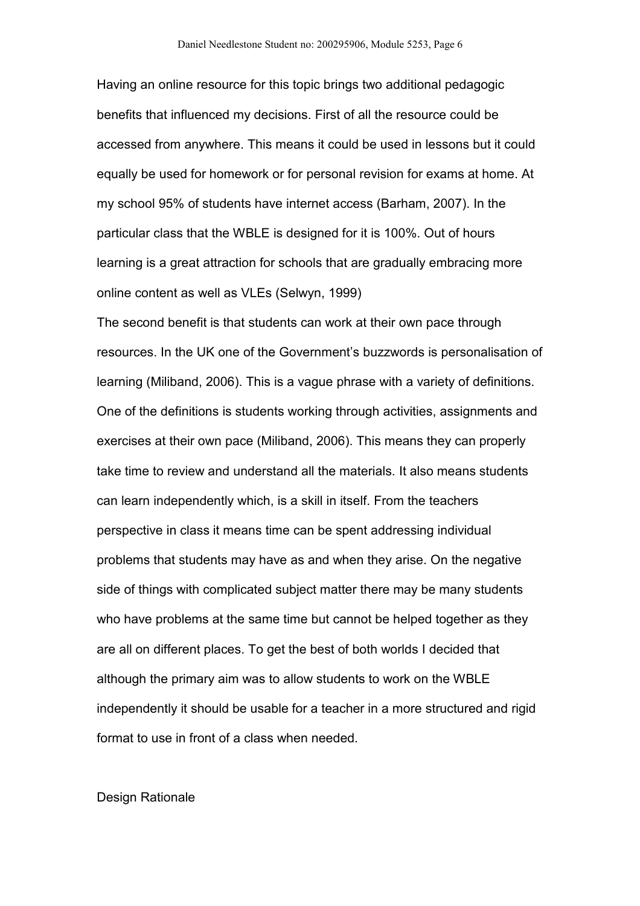Having an online resource for this topic brings two additional pedagogic benefits that influenced my decisions. First of all the resource could be accessed from anywhere. This means it could be used in lessons but it could equally be used for homework or for personal revision for exams at home. At my school 95% of students have internet access (Barham, 2007). In the particular class that the WBLE is designed for it is 100%. Out of hours learning is a great attraction for schools that are gradually embracing more online content as well as VLEs (Selwyn, 1999)

The second benefit is that students can work at their own pace through resources. In the UK one of the Government's buzzwords is personalisation of learning (Miliband, 2006). This is a vague phrase with a variety of definitions. One of the definitions is students working through activities, assignments and exercises at their own pace (Miliband, 2006). This means they can properly take time to review and understand all the materials. It also means students can learn independently which, is a skill in itself. From the teachers perspective in class it means time can be spent addressing individual problems that students may have as and when they arise. On the negative side of things with complicated subject matter there may be many students who have problems at the same time but cannot be helped together as they are all on different places. To get the best of both worlds I decided that although the primary aim was to allow students to work on the WBLE independently it should be usable for a teacher in a more structured and rigid format to use in front of a class when needed.

## Design Rationale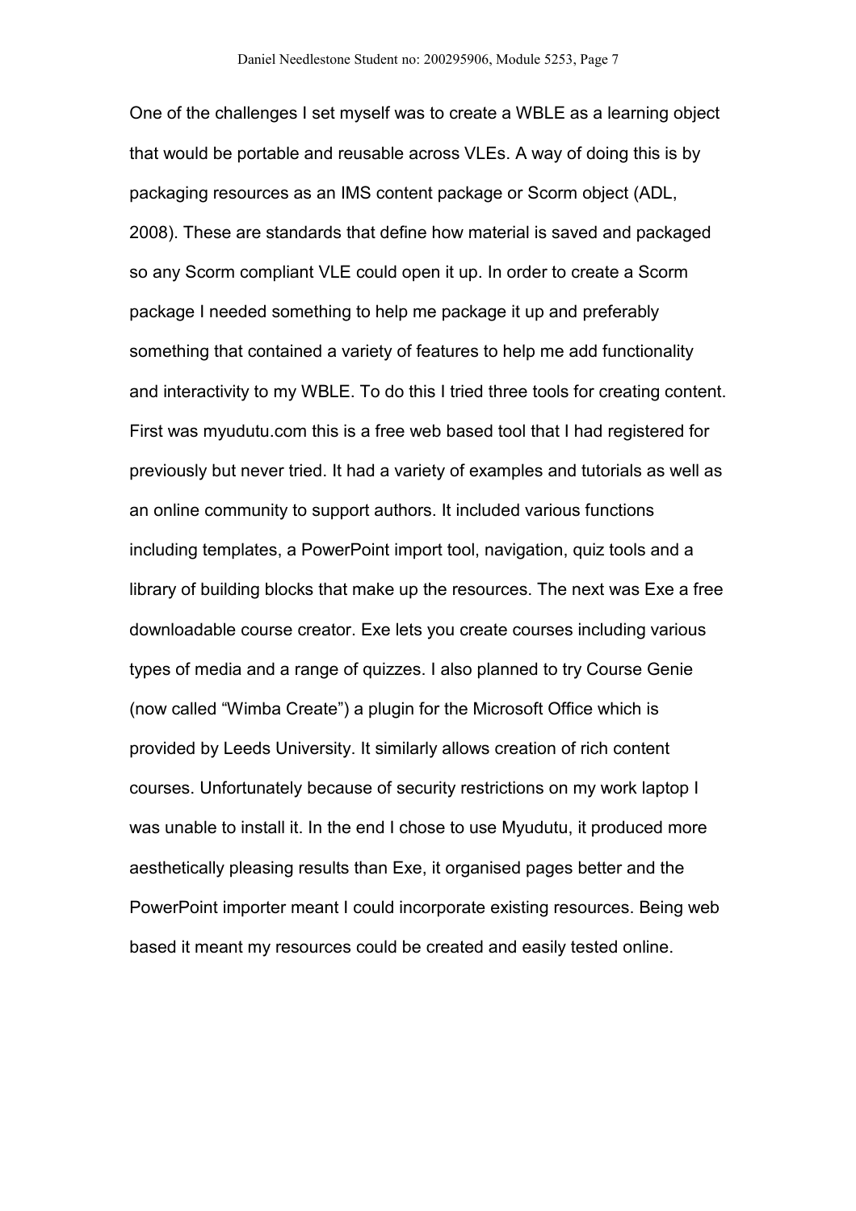One of the challenges I set myself was to create a WBLE as a learning object that would be portable and reusable across VLEs. A way of doing this is by packaging resources as an IMS content package or Scorm object (ADL, 2008). These are standards that define how material is saved and packaged so any Scorm compliant VLE could open it up. In order to create a Scorm package I needed something to help me package it up and preferably something that contained a variety of features to help me add functionality and interactivity to my WBLE. To do this I tried three tools for creating content. First was myudutu.com this is a free web based tool that I had registered for previously but never tried. It had a variety of examples and tutorials as well as an online community to support authors. It included various functions including templates, a PowerPoint import tool, navigation, quiz tools and a library of building blocks that make up the resources. The next was Exe a free downloadable course creator. Exe lets you create courses including various types of media and a range of quizzes. I also planned to try Course Genie (now called "Wimba Create") a plugin for the Microsoft Office which is provided by Leeds University. It similarly allows creation of rich content courses. Unfortunately because of security restrictions on my work laptop I was unable to install it. In the end I chose to use Myudutu, it produced more aesthetically pleasing results than Exe, it organised pages better and the PowerPoint importer meant I could incorporate existing resources. Being web based it meant my resources could be created and easily tested online.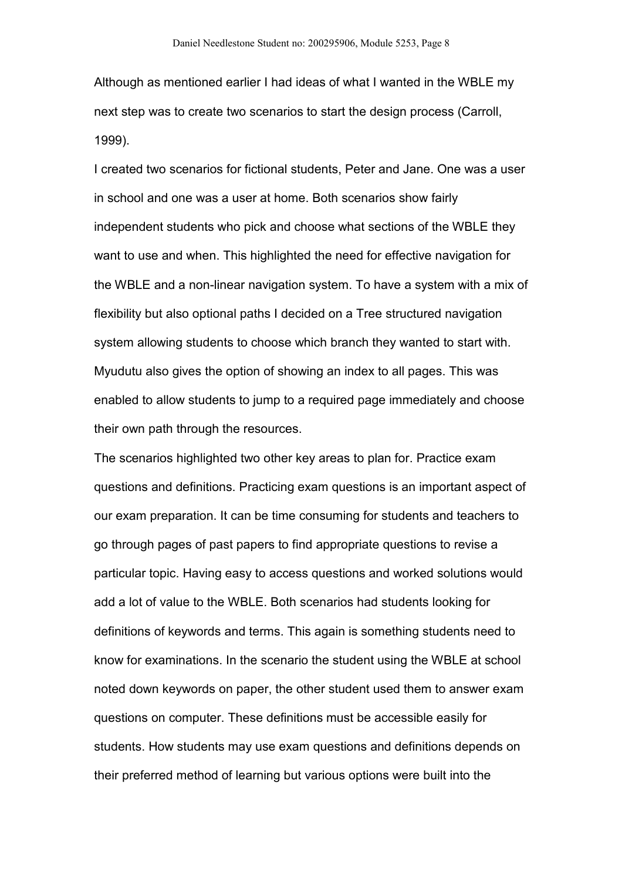Although as mentioned earlier I had ideas of what I wanted in the WBLE my next step was to create two scenarios to start the design process (Carroll, 1999).

I created two scenarios for fictional students, Peter and Jane. One was a user in school and one was a user at home. Both scenarios show fairly independent students who pick and choose what sections of the WBLE they want to use and when. This highlighted the need for effective navigation for the WBLE and a non-linear navigation system. To have a system with a mix of flexibility but also optional paths I decided on a Tree structured navigation system allowing students to choose which branch they wanted to start with. Myudutu also gives the option of showing an index to all pages. This was enabled to allow students to jump to a required page immediately and choose their own path through the resources.

The scenarios highlighted two other key areas to plan for. Practice exam questions and definitions. Practicing exam questions is an important aspect of our exam preparation. It can be time consuming for students and teachers to go through pages of past papers to find appropriate questions to revise a particular topic. Having easy to access questions and worked solutions would add a lot of value to the WBLE. Both scenarios had students looking for definitions of keywords and terms. This again is something students need to know for examinations. In the scenario the student using the WBLE at school noted down keywords on paper, the other student used them to answer exam questions on computer. These definitions must be accessible easily for students. How students may use exam questions and definitions depends on their preferred method of learning but various options were built into the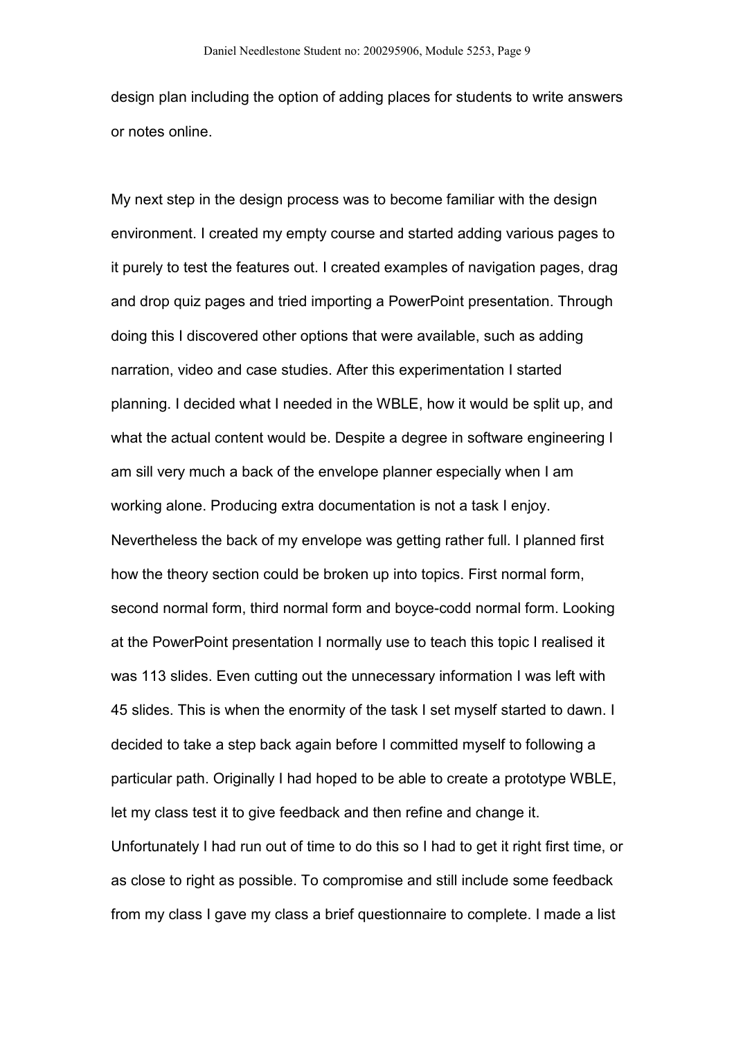design plan including the option of adding places for students to write answers or notes online.

My next step in the design process was to become familiar with the design environment. I created my empty course and started adding various pages to it purely to test the features out. I created examples of navigation pages, drag and drop quiz pages and tried importing a PowerPoint presentation. Through doing this I discovered other options that were available, such as adding narration, video and case studies. After this experimentation I started planning. I decided what I needed in the WBLE, how it would be split up, and what the actual content would be. Despite a degree in software engineering I am sill very much a back of the envelope planner especially when I am working alone. Producing extra documentation is not a task I enjoy. Nevertheless the back of my envelope was getting rather full. I planned first how the theory section could be broken up into topics. First normal form, second normal form, third normal form and boyce-codd normal form. Looking at the PowerPoint presentation I normally use to teach this topic I realised it was 113 slides. Even cutting out the unnecessary information I was left with 45 slides. This is when the enormity of the task I set myself started to dawn. I decided to take a step back again before I committed myself to following a particular path. Originally I had hoped to be able to create a prototype WBLE, let my class test it to give feedback and then refine and change it. Unfortunately I had run out of time to do this so I had to get it right first time, or as close to right as possible. To compromise and still include some feedback from my class I gave my class a brief questionnaire to complete. I made a list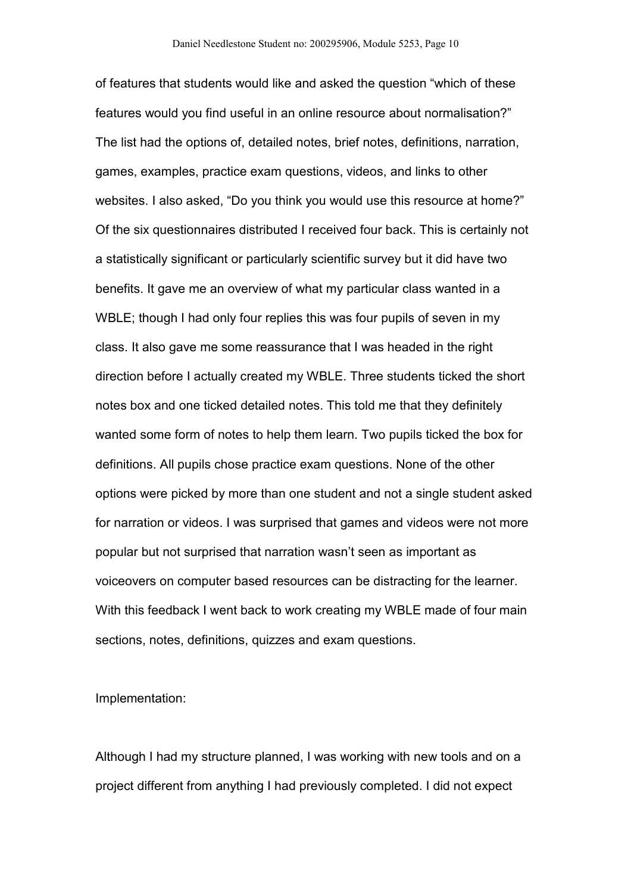of features that students would like and asked the question “which of these features would you find useful in an online resource about normalisation?” The list had the options of, detailed notes, brief notes, definitions, narration, games, examples, practice exam questions, videos, and links to other websites. I also asked, “Do you think you would use this resource at home?” Of the six questionnaires distributed I received four back. This is certainly not a statistically significant or particularly scientific survey but it did have two benefits. It gave me an overview of what my particular class wanted in a WBLE; though I had only four replies this was four pupils of seven in my class. It also gave me some reassurance that I was headed in the right direction before I actually created my WBLE. Three students ticked the short notes box and one ticked detailed notes. This told me that they definitely wanted some form of notes to help them learn. Two pupils ticked the box for definitions. All pupils chose practice exam questions. None of the other options were picked by more than one student and not a single student asked for narration or videos. I was surprised that games and videos were not more popular but not surprised that narration wasn’t seen as important as voiceovers on computer based resources can be distracting for the learner. With this feedback I went back to work creating my WBLE made of four main sections, notes, definitions, quizzes and exam questions.

Implementation:

Although I had my structure planned, I was working with new tools and on a project different from anything I had previously completed. I did not expect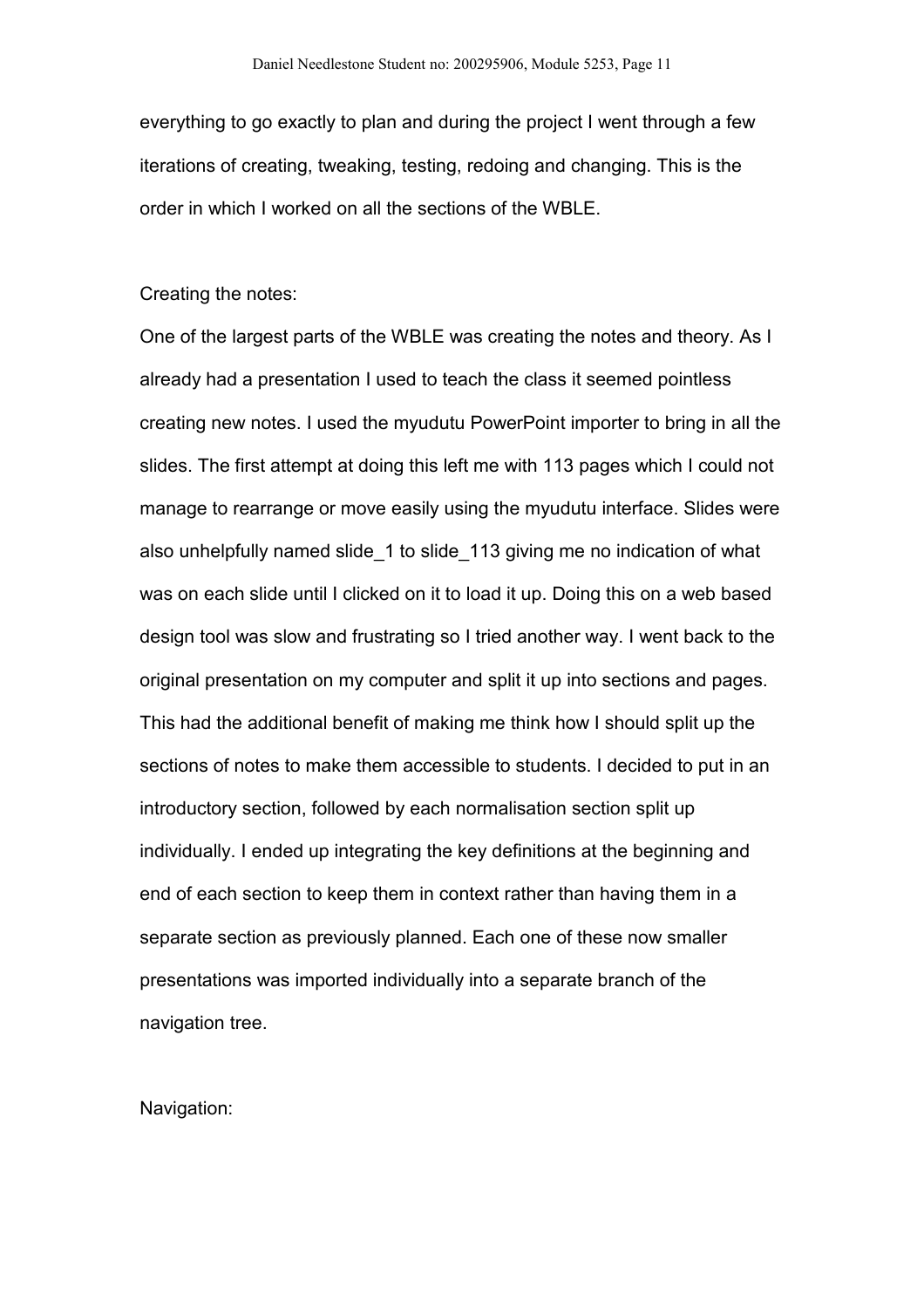everything to go exactly to plan and during the project I went through a few iterations of creating, tweaking, testing, redoing and changing. This is the order in which I worked on all the sections of the WBLE.

Creating the notes:

One of the largest parts of the WBLE was creating the notes and theory. As I already had a presentation I used to teach the class it seemed pointless creating new notes. I used the myudutu PowerPoint importer to bring in all the slides. The first attempt at doing this left me with 113 pages which I could not manage to rearrange or move easily using the myudutu interface. Slides were also unhelpfully named slide_1 to slide_113 giving me no indication of what was on each slide until I clicked on it to load it up. Doing this on a web based design tool was slow and frustrating so I tried another way. I went back to the original presentation on my computer and split it up into sections and pages. This had the additional benefit of making me think how I should split up the sections of notes to make them accessible to students. I decided to put in an introductory section, followed by each normalisation section split up individually. I ended up integrating the key definitions at the beginning and end of each section to keep them in context rather than having them in a separate section as previously planned. Each one of these now smaller presentations was imported individually into a separate branch of the navigation tree.

Navigation: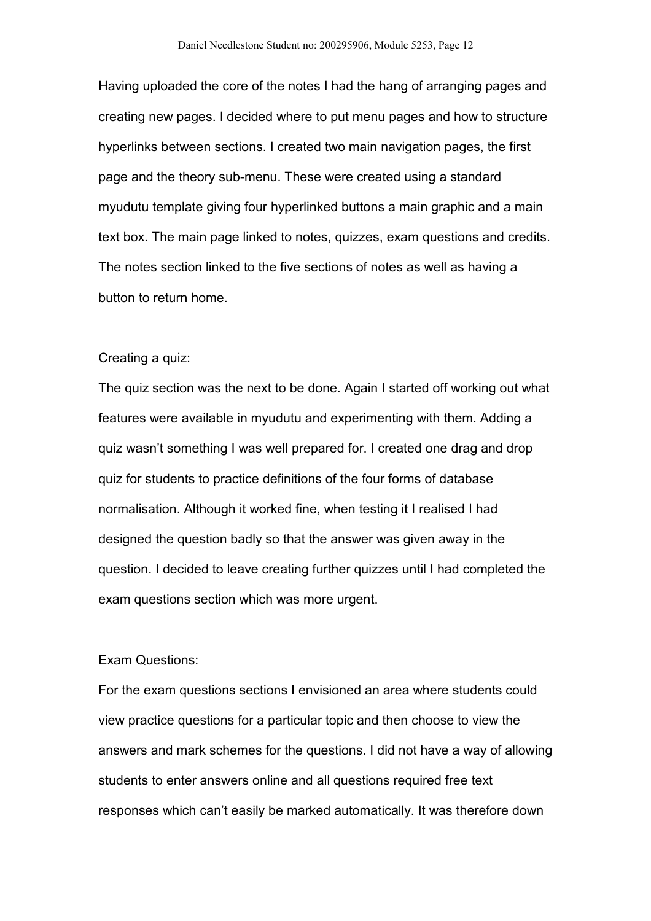Having uploaded the core of the notes I had the hang of arranging pages and creating new pages. I decided where to put menu pages and how to structure hyperlinks between sections. I created two main navigation pages, the first page and the theory sub-menu. These were created using a standard myudutu template giving four hyperlinked buttons a main graphic and a main text box. The main page linked to notes, quizzes, exam questions and credits. The notes section linked to the five sections of notes as well as having a button to return home.

Creating a quiz:

The quiz section was the next to be done. Again I started off working out what features were available in myudutu and experimenting with them. Adding a quiz wasn't something I was well prepared for. I created one drag and drop quiz for students to practice definitions of the four forms of database normalisation. Although it worked fine, when testing it I realised I had designed the question badly so that the answer was given away in the question. I decided to leave creating further quizzes until I had completed the exam questions section which was more urgent.

Exam Questions:

For the exam questions sections I envisioned an area where students could view practice questions for a particular topic and then choose to view the answers and mark schemes for the questions. I did not have a way of allowing students to enter answers online and all questions required free text responses which can't easily be marked automatically. It was therefore down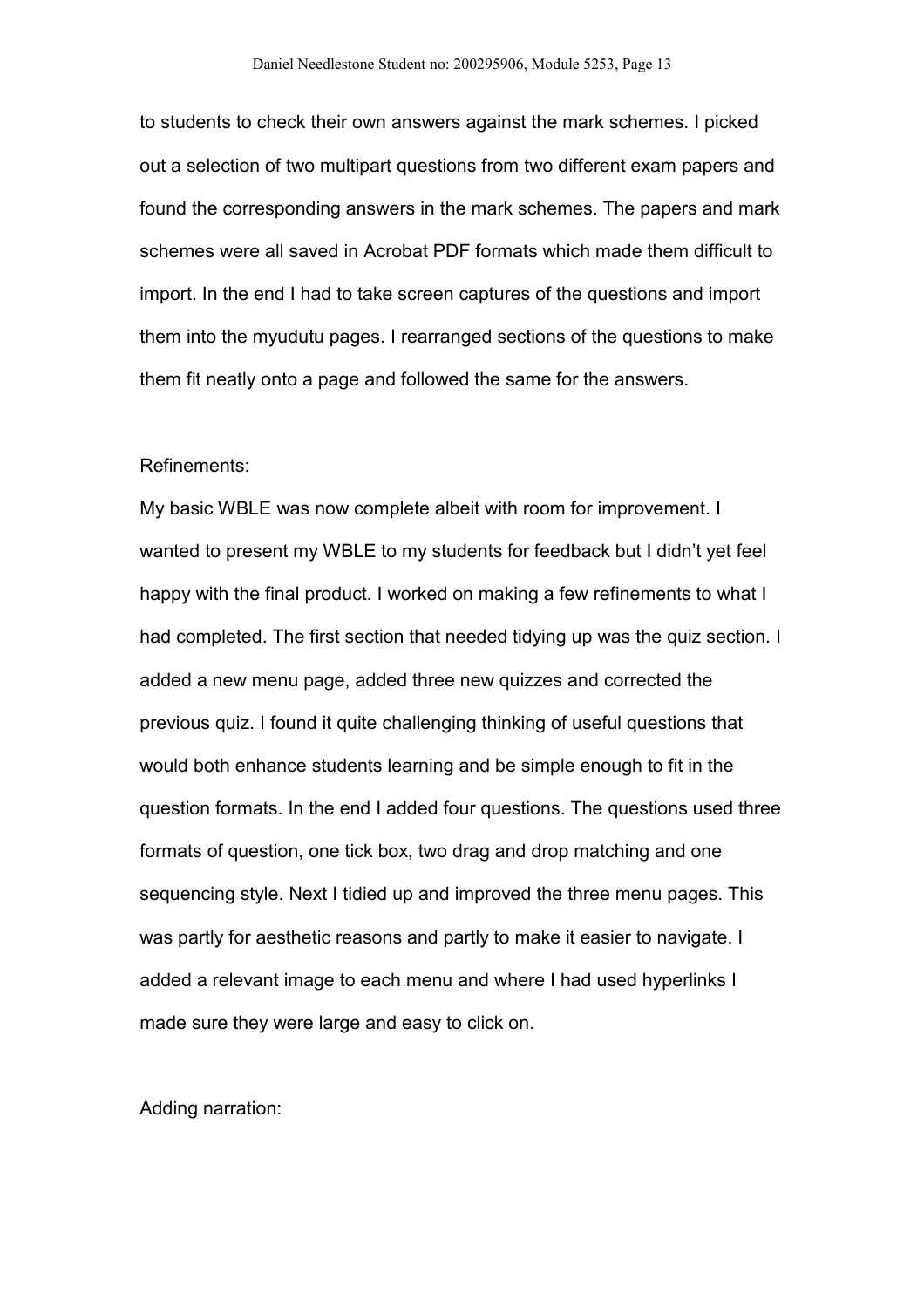to students to check their own answers against the mark schemes. I picked out a selection of two multipart questions from two different exam papers and found the corresponding answers in the mark schemes. The papers and mark schemes were all saved in Acrobat PDF formats which made them difficult to import. In the end I had to take screen captures of the questions and import them into the myudutu pages. I rearranged sections of the questions to make them fit neatly onto a page and followed the same for the answers.

Refinements:

My basic WBLE was now complete albeit with room for improvement. I wanted to present my WBLE to my students for feedback but I didn't yet feel happy with the final product. I worked on making a few refinements to what I had completed. The first section that needed tidying up was the quiz section. I added a new menu page, added three new quizzes and corrected the previous quiz. I found it quite challenging thinking of useful questions that would both enhance students learning and be simple enough to fit in the question formats. In the end I added four questions. The questions used three formats of question, one tick box, two drag and drop matching and one sequencing style. Next I tidied up and improved the three menu pages. This was partly for aesthetic reasons and partly to make it easier to navigate. I added a relevant image to each menu and where I had used hyperlinks I made sure they were large and easy to click on.

Adding narration: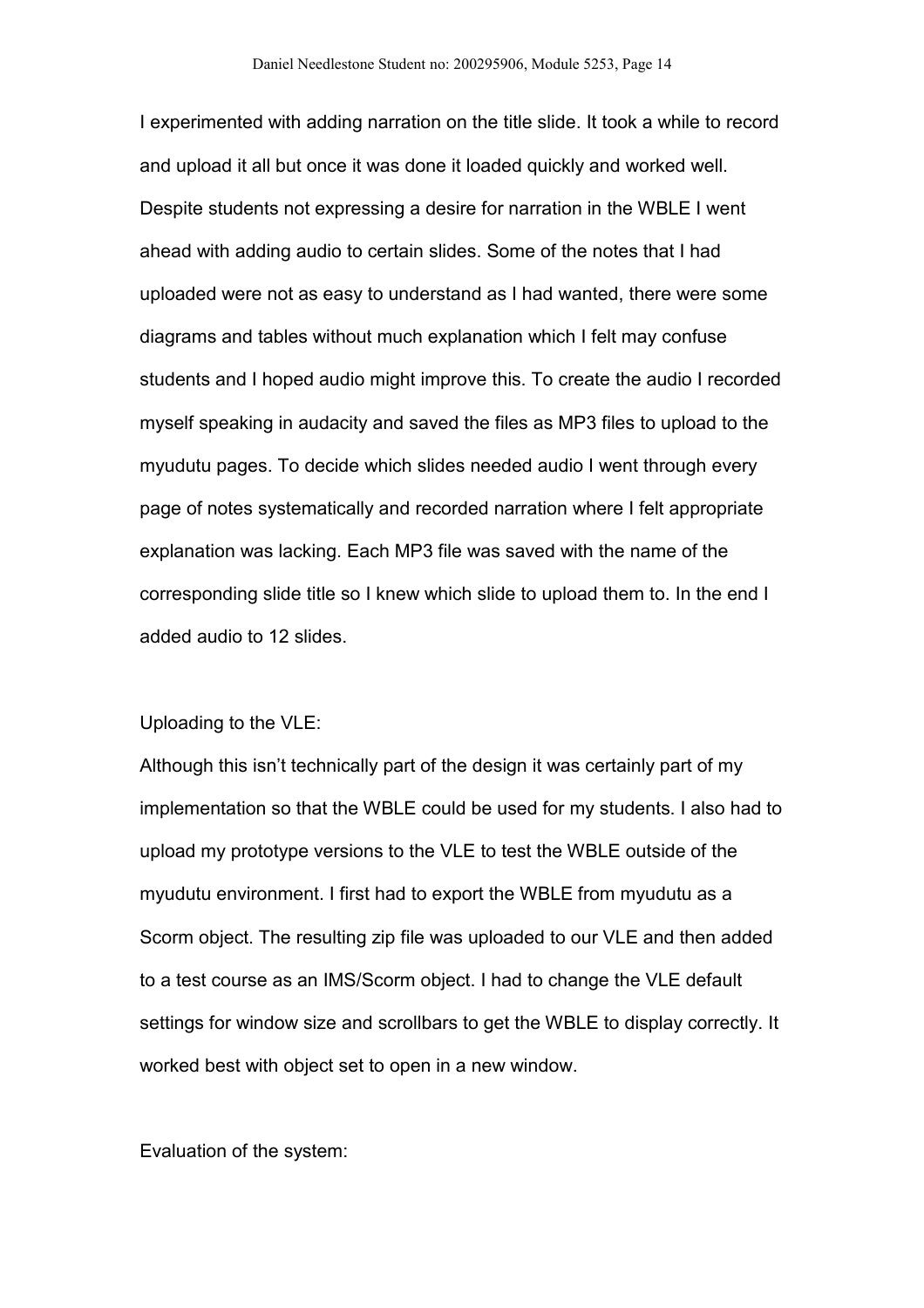I experimented with adding narration on the title slide. It took a while to record and upload it all but once it was done it loaded quickly and worked well. Despite students not expressing a desire for narration in the WBLE I went ahead with adding audio to certain slides. Some of the notes that I had uploaded were not as easy to understand as I had wanted, there were some diagrams and tables without much explanation which I felt may confuse students and I hoped audio might improve this. To create the audio I recorded myself speaking in audacity and saved the files as MP3 files to upload to the myudutu pages. To decide which slides needed audio I went through every page of notes systematically and recorded narration where I felt appropriate explanation was lacking. Each MP3 file was saved with the name of the corresponding slide title so I knew which slide to upload them to. In the end I added audio to 12 slides.

Uploading to the VLE:

Although this isn't technically part of the design it was certainly part of my implementation so that the WBLE could be used for my students. I also had to upload my prototype versions to the VLE to test the WBLE outside of the myudutu environment. I first had to export the WBLE from myudutu as a Scorm object. The resulting zip file was uploaded to our VLE and then added to a test course as an IMS/Scorm object. I had to change the VLE default settings for window size and scrollbars to get the WBLE to display correctly. It worked best with object set to open in a new window.

Evaluation of the system: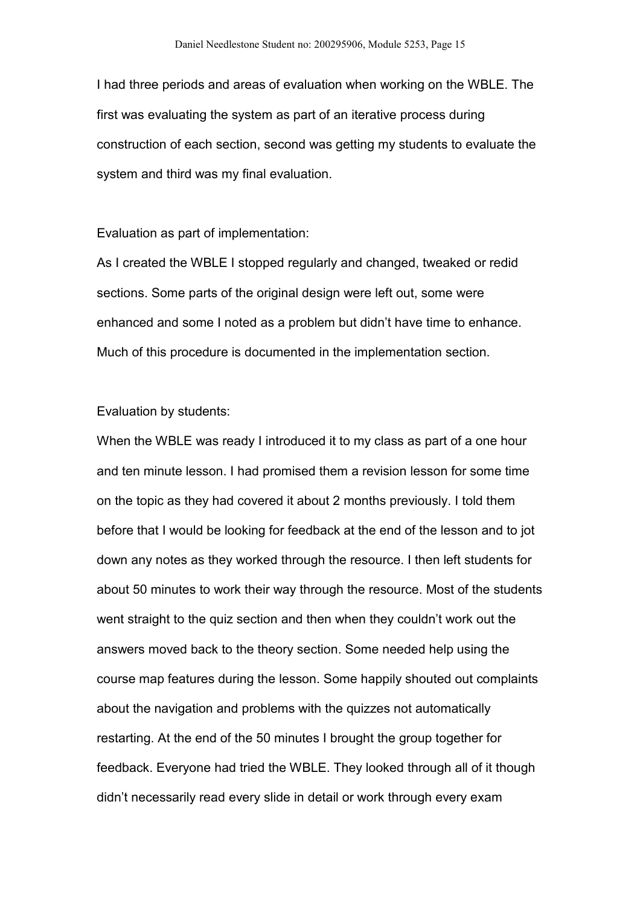I had three periods and areas of evaluation when working on the WBLE. The first was evaluating the system as part of an iterative process during construction of each section, second was getting my students to evaluate the system and third was my final evaluation.

Evaluation as part of implementation:

As I created the WBLE I stopped regularly and changed, tweaked or redid sections. Some parts of the original design were left out, some were enhanced and some I noted as a problem but didn't have time to enhance. Much of this procedure is documented in the implementation section.

Evaluation by students:

When the WBLE was ready I introduced it to my class as part of a one hour and ten minute lesson. I had promised them a revision lesson for some time on the topic as they had covered it about 2 months previously. I told them before that I would be looking for feedback at the end of the lesson and to jot down any notes as they worked through the resource. I then left students for about 50 minutes to work their way through the resource. Most of the students went straight to the quiz section and then when they couldn't work out the answers moved back to the theory section. Some needed help using the course map features during the lesson. Some happily shouted out complaints about the navigation and problems with the quizzes not automatically restarting. At the end of the 50 minutes I brought the group together for feedback. Everyone had tried the WBLE. They looked through all of it though didn't necessarily read every slide in detail or work through every exam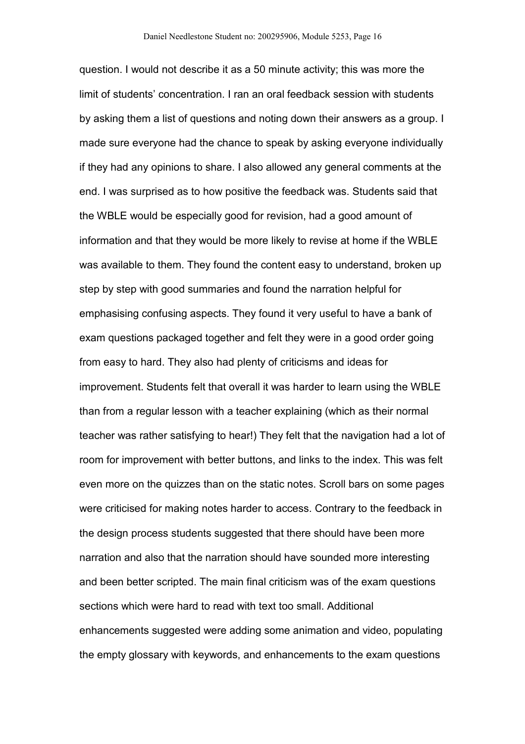question. I would not describe it as a 50 minute activity; this was more the limit of students' concentration. I ran an oral feedback session with students by asking them a list of questions and noting down their answers as a group. I made sure everyone had the chance to speak by asking everyone individually if they had any opinions to share. I also allowed any general comments at the end. I was surprised as to how positive the feedback was. Students said that the WBLE would be especially good for revision, had a good amount of information and that they would be more likely to revise at home if the WBLE was available to them. They found the content easy to understand, broken up step by step with good summaries and found the narration helpful for emphasising confusing aspects. They found it very useful to have a bank of exam questions packaged together and felt they were in a good order going from easy to hard. They also had plenty of criticisms and ideas for improvement. Students felt that overall it was harder to learn using the WBLE than from a regular lesson with a teacher explaining (which as their normal teacher was rather satisfying to hear!) They felt that the navigation had a lot of room for improvement with better buttons, and links to the index. This was felt even more on the quizzes than on the static notes. Scroll bars on some pages were criticised for making notes harder to access. Contrary to the feedback in the design process students suggested that there should have been more narration and also that the narration should have sounded more interesting and been better scripted. The main final criticism was of the exam questions sections which were hard to read with text too small. Additional enhancements suggested were adding some animation and video, populating the empty glossary with keywords, and enhancements to the exam questions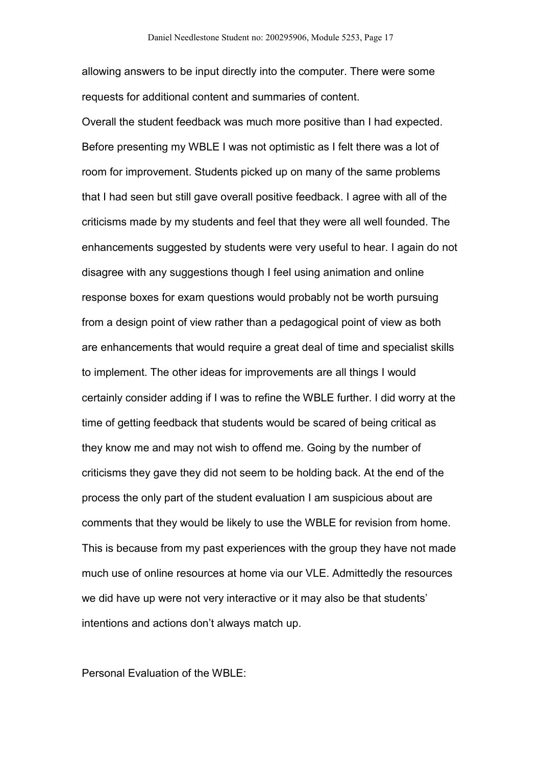allowing answers to be input directly into the computer. There were some requests for additional content and summaries of content.

Overall the student feedback was much more positive than I had expected. Before presenting my WBLE I was not optimistic as I felt there was a lot of room for improvement. Students picked up on many of the same problems that I had seen but still gave overall positive feedback. I agree with all of the criticisms made by my students and feel that they were all well founded. The enhancements suggested by students were very useful to hear. I again do not disagree with any suggestions though I feel using animation and online response boxes for exam questions would probably not be worth pursuing from a design point of view rather than a pedagogical point of view as both are enhancements that would require a great deal of time and specialist skills to implement. The other ideas for improvements are all things I would certainly consider adding if I was to refine the WBLE further. I did worry at the time of getting feedback that students would be scared of being critical as they know me and may not wish to offend me. Going by the number of criticisms they gave they did not seem to be holding back. At the end of the process the only part of the student evaluation I am suspicious about are comments that they would be likely to use the WBLE for revision from home. This is because from my past experiences with the group they have not made much use of online resources at home via our VLE. Admittedly the resources we did have up were not very interactive or it may also be that students' intentions and actions don't always match up.

Personal Evaluation of the WBLE: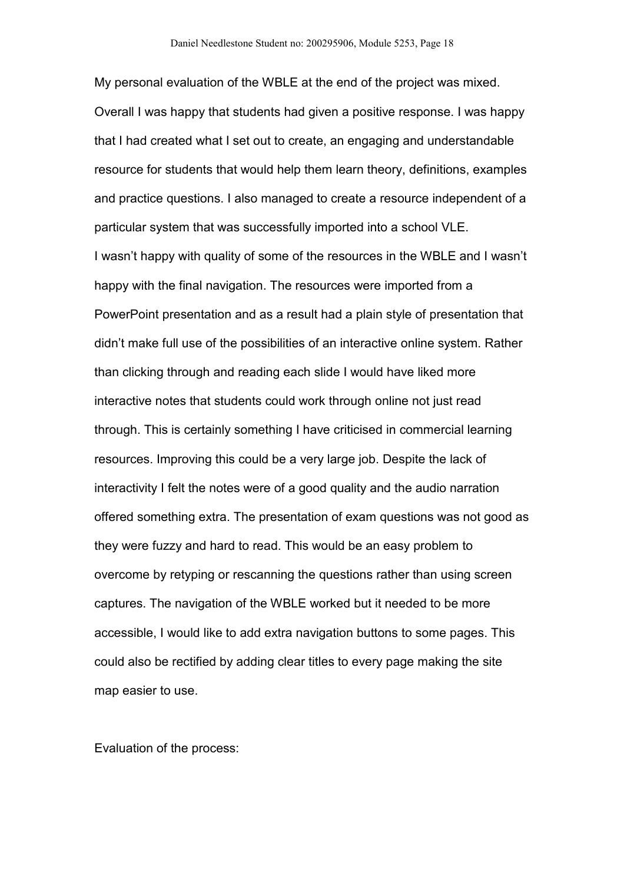My personal evaluation of the WBLE at the end of the project was mixed. Overall I was happy that students had given a positive response. I was happy that I had created what I set out to create, an engaging and understandable resource for students that would help them learn theory, definitions, examples and practice questions. I also managed to create a resource independent of a particular system that was successfully imported into a school VLE.

I wasn't happy with quality of some of the resources in the WBLE and I wasn't happy with the final navigation. The resources were imported from a PowerPoint presentation and as a result had a plain style of presentation that didn't make full use of the possibilities of an interactive online system. Rather than clicking through and reading each slide I would have liked more interactive notes that students could work through online not just read through. This is certainly something I have criticised in commercial learning resources. Improving this could be a very large job. Despite the lack of interactivity I felt the notes were of a good quality and the audio narration offered something extra. The presentation of exam questions was not good as they were fuzzy and hard to read. This would be an easy problem to overcome by retyping or rescanning the questions rather than using screen captures. The navigation of the WBLE worked but it needed to be more accessible, I would like to add extra navigation buttons to some pages. This could also be rectified by adding clear titles to every page making the site map easier to use.

Evaluation of the process: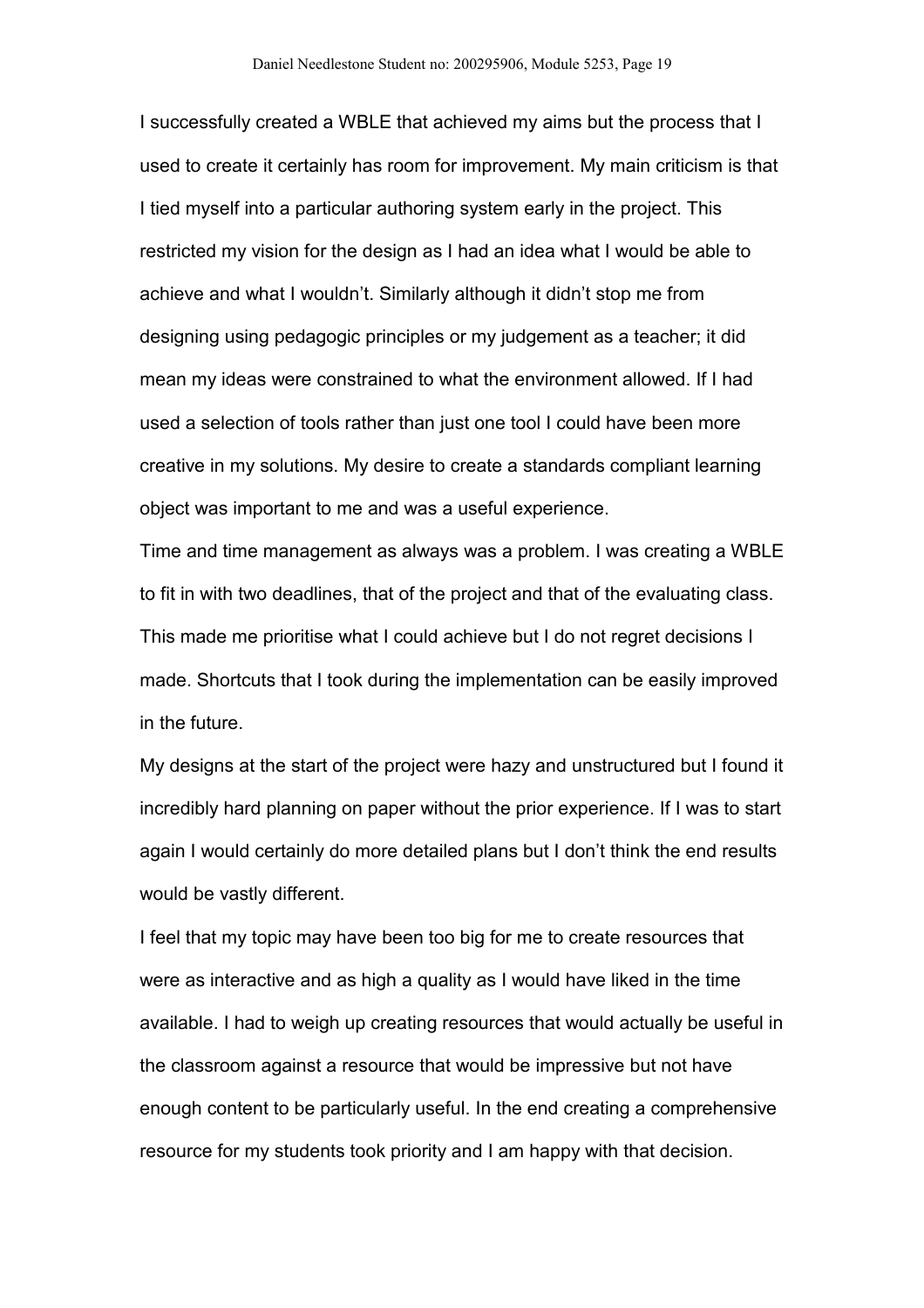I successfully created a WBLE that achieved my aims but the process that I used to create it certainly has room for improvement. My main criticism is that I tied myself into a particular authoring system early in the project. This restricted my vision for the design as I had an idea what I would be able to achieve and what I wouldn't. Similarly although it didn't stop me from designing using pedagogic principles or my judgement as a teacher; it did mean my ideas were constrained to what the environment allowed. If I had used a selection of tools rather than just one tool I could have been more creative in my solutions. My desire to create a standards compliant learning object was important to me and was a useful experience.

Time and time management as always was a problem. I was creating a WBLE to fit in with two deadlines, that of the project and that of the evaluating class. This made me prioritise what I could achieve but I do not regret decisions I made. Shortcuts that I took during the implementation can be easily improved in the future.

My designs at the start of the project were hazy and unstructured but I found it incredibly hard planning on paper without the prior experience. If I was to start again I would certainly do more detailed plans but I don't think the end results would be vastly different.

I feel that my topic may have been too big for me to create resources that were as interactive and as high a quality as I would have liked in the time available. I had to weigh up creating resources that would actually be useful in the classroom against a resource that would be impressive but not have enough content to be particularly useful. In the end creating a comprehensive resource for my students took priority and I am happy with that decision.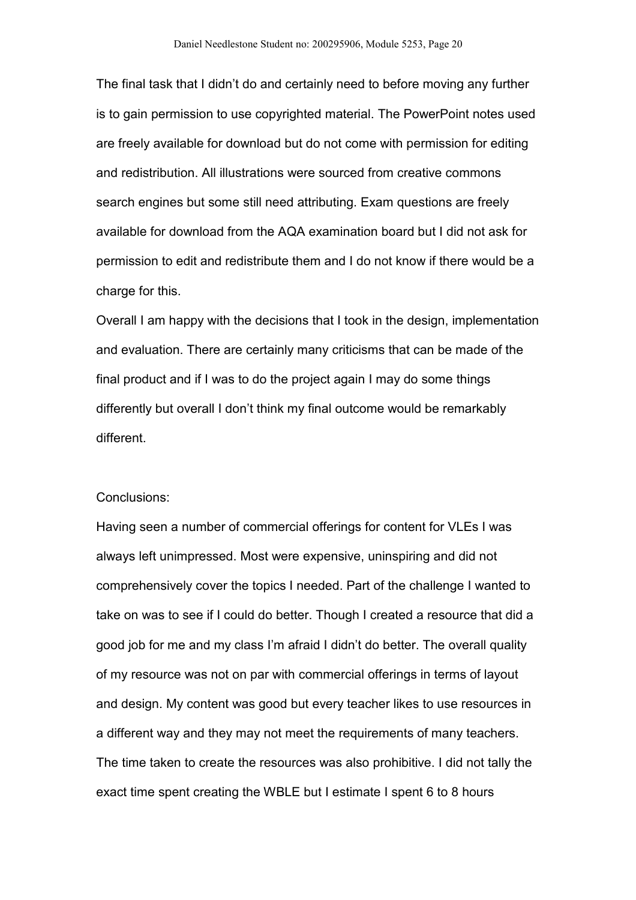The final task that I didn't do and certainly need to before moving any further is to gain permission to use copyrighted material. The PowerPoint notes used are freely available for download but do not come with permission for editing and redistribution. All illustrations were sourced from creative commons search engines but some still need attributing. Exam questions are freely available for download from the AQA examination board but I did not ask for permission to edit and redistribute them and I do not know if there would be a charge for this.

Overall I am happy with the decisions that I took in the design, implementation and evaluation. There are certainly many criticisms that can be made of the final product and if I was to do the project again I may do some things differently but overall I don't think my final outcome would be remarkably different.

Conclusions:

Having seen a number of commercial offerings for content for VLEs I was always left unimpressed. Most were expensive, uninspiring and did not comprehensively cover the topics I needed. Part of the challenge I wanted to take on was to see if I could do better. Though I created a resource that did a good job for me and my class I'm afraid I didn't do better. The overall quality of my resource was not on par with commercial offerings in terms of layout and design. My content was good but every teacher likes to use resources in a different way and they may not meet the requirements of many teachers. The time taken to create the resources was also prohibitive. I did not tally the exact time spent creating the WBLE but I estimate I spent 6 to 8 hours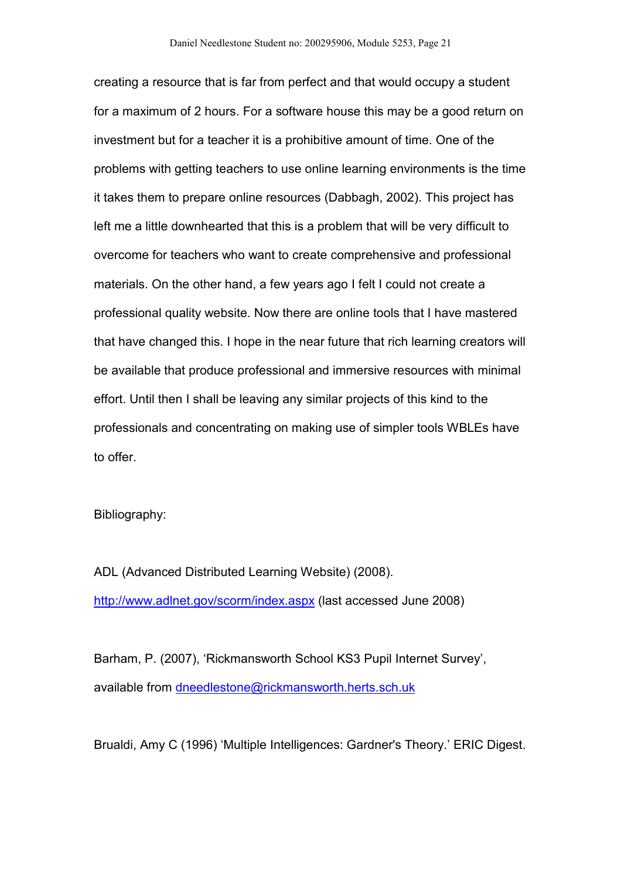creating a resource that is far from perfect and that would occupy a student for a maximum of 2 hours. For a software house this may be a good return on investment but for a teacher it is a prohibitive amount of time. One of the problems with getting teachers to use online learning environments is the time it takes them to prepare online resources (Dabbagh, 2002). This project has left me a little downhearted that this is a problem that will be very difficult to overcome for teachers who want to create comprehensive and professional materials. On the other hand, a few years ago I felt I could not create a professional quality website. Now there are online tools that I have mastered that have changed this. I hope in the near future that rich learning creators will be available that produce professional and immersive resources with minimal effort. Until then I shall be leaving any similar projects of this kind to the professionals and concentrating on making use of simpler tools WBLEs have to offer.

Bibliography:

ADL (Advanced Distributed Learning Website) (2008). http://www.adlnet.gov/scorm/index.aspx (last accessed June 2008)

Barham, P. (2007), 'Rickmansworth School KS3 Pupil Internet Survey', available from dneedlestone@rickmansworth.herts.sch.uk

Brualdi, Amy C (1996) 'Multiple Intelligences: Gardner's Theory.' ERIC Digest.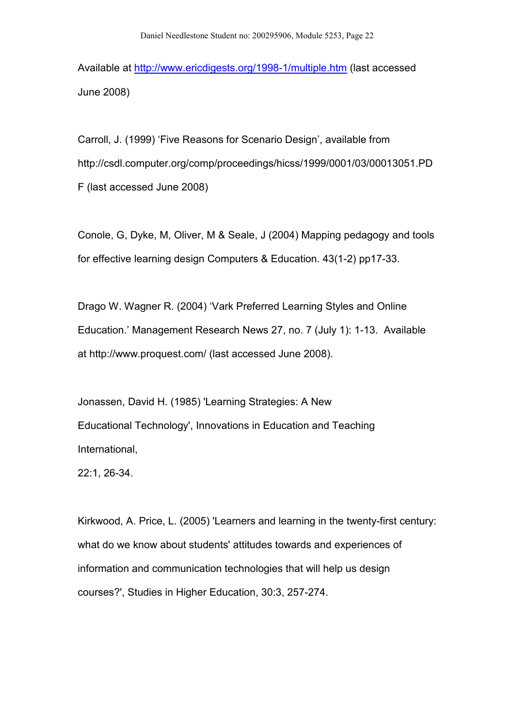Available at http://www.ericdigests.org/1998-1/multiple.htm (last accessed June 2008)

Carroll, J. (1999) 'Five Reasons for Scenario Design', available from http://csdl.computer.org/comp/proceedings/hicss/1999/0001/03/00013051.PDF (last accessed June 2008)

Conole, G, Dyke, M, Oliver, M & Seale, J (2004) Mapping pedagogy and tools for effective learning design Computers & Education. 43(1-2) pp17-33.

Drago W. Wagner R. (2004) 'Vark Preferred Learning Styles and Online Education.' Management Research News 27, no. 7 (July 1): 1-13. Available at http://www.proquest.com/ (last accessed June 2008).

Jonassen, David H. (1985) 'Learning Strategies: A New Educational Technology', Innovations in Education and Teaching International, 22:1, 26-34.

Kirkwood, A. Price, L. (2005) 'Learners and learning in the twenty-first century: what do we know about students' attitudes towards and experiences of information and communication technologies that will help us design courses?', Studies in Higher Education, 30:3, 257-274.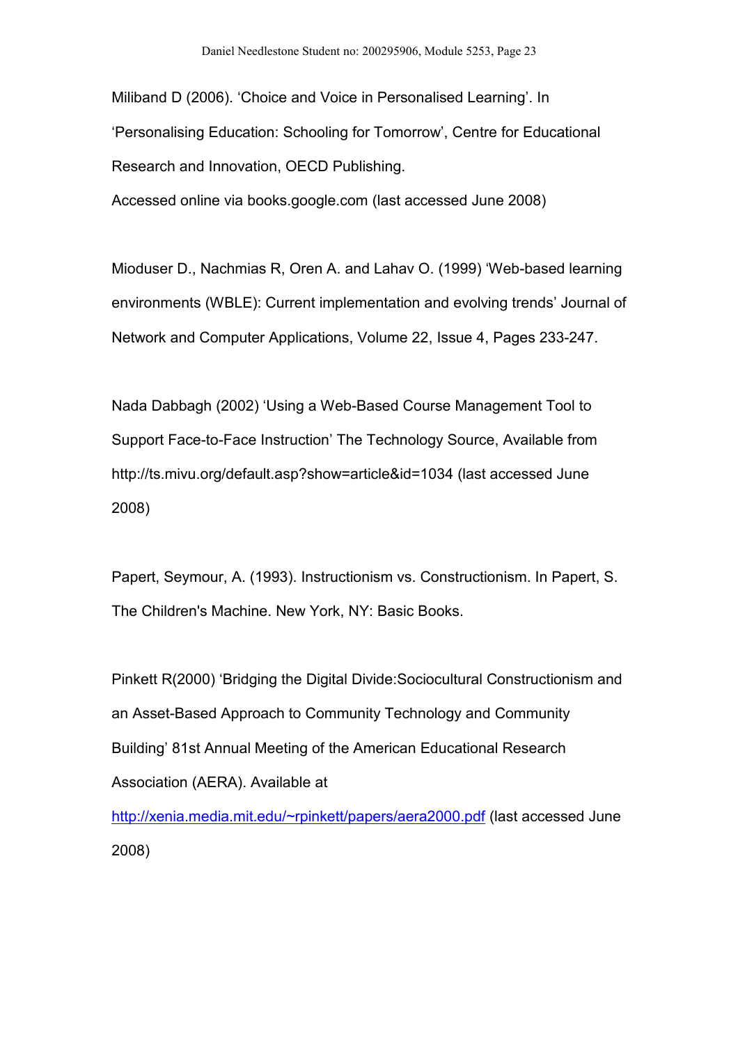Miliband D (2006). ‘Choice and Voice in Personalised Learning’. In ‘Personalising Education: Schooling for Tomorrow’, Centre for Educational Research and Innovation, OECD Publishing.
Accessed online via books.google.com (last accessed June 2008)

Mioduser D., Nachmias R, Oren A. and Lahav O. (1999) ‘Web-based learning environments (WBLE): Current implementation and evolving trends’ Journal of Network and Computer Applications, Volume 22, Issue 4, Pages 233-247.

Nada Dabbagh (2002) ‘Using a Web-Based Course Management Tool to Support Face-to-Face Instruction’ The Technology Source, Available from http://ts.mivu.org/default.asp?show=article&id=1034 (last accessed June 2008)

Papert, Seymour, A. (1993). Instructionism vs. Constructionism. In Papert, S. The Children's Machine. New York, NY: Basic Books.

Pinkett R(2000) ‘Bridging the Digital Divide:Sociocultural Constructionism and an Asset-Based Approach to Community Technology and Community Building’ 81st Annual Meeting of the American Educational Research Association (AERA). Available at http://xenia.media.mit.edu/~rpinkett/papers/aera2000.pdf (last accessed June 2008)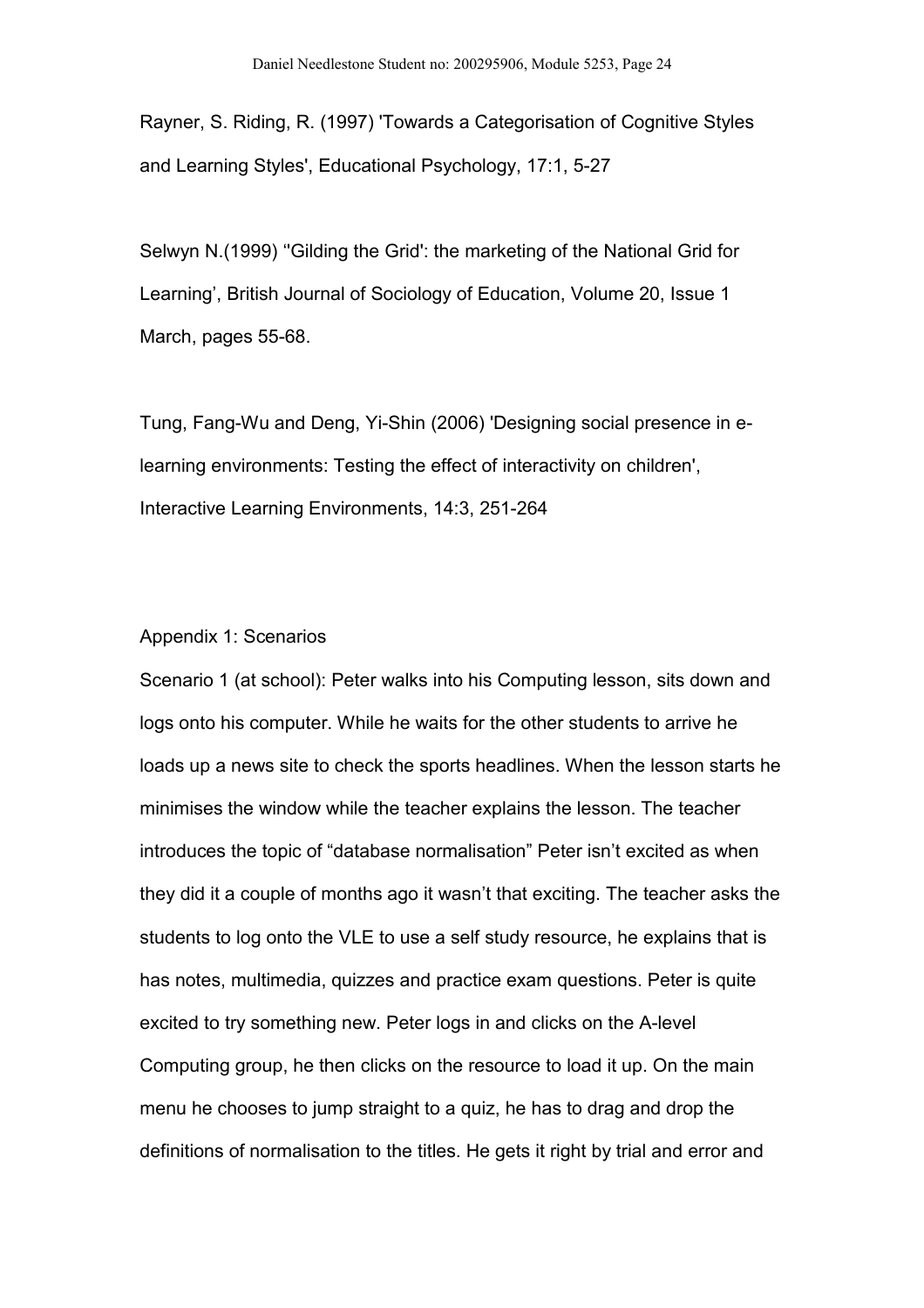Rayner, S. Riding, R. (1997) 'Towards a Categorisation of Cognitive Styles and Learning Styles', Educational Psychology, 17:1, 5-27

Selwyn N.(1999) ''Gilding the Grid': the marketing of the National Grid for Learning', British Journal of Sociology of Education, Volume 20, Issue 1 March, pages 55-68.

Tung, Fang-Wu and Deng, Yi-Shin (2006) 'Designing social presence in e-learning environments: Testing the effect of interactivity on children', Interactive Learning Environments, 14:3, 251-264

## Appendix 1: Scenarios

Scenario 1 (at school): Peter walks into his Computing lesson, sits down and logs onto his computer. While he waits for the other students to arrive he loads up a news site to check the sports headlines. When the lesson starts he minimises the window while the teacher explains the lesson. The teacher introduces the topic of "database normalisation" Peter isn't excited as when they did it a couple of months ago it wasn't that exciting. The teacher asks the students to log onto the VLE to use a self study resource, he explains that is has notes, multimedia, quizzes and practice exam questions. Peter is quite excited to try something new. Peter logs in and clicks on the A-level Computing group, he then clicks on the resource to load it up. On the main menu he chooses to jump straight to a quiz, he has to drag and drop the definitions of normalisation to the titles. He gets it right by trial and error and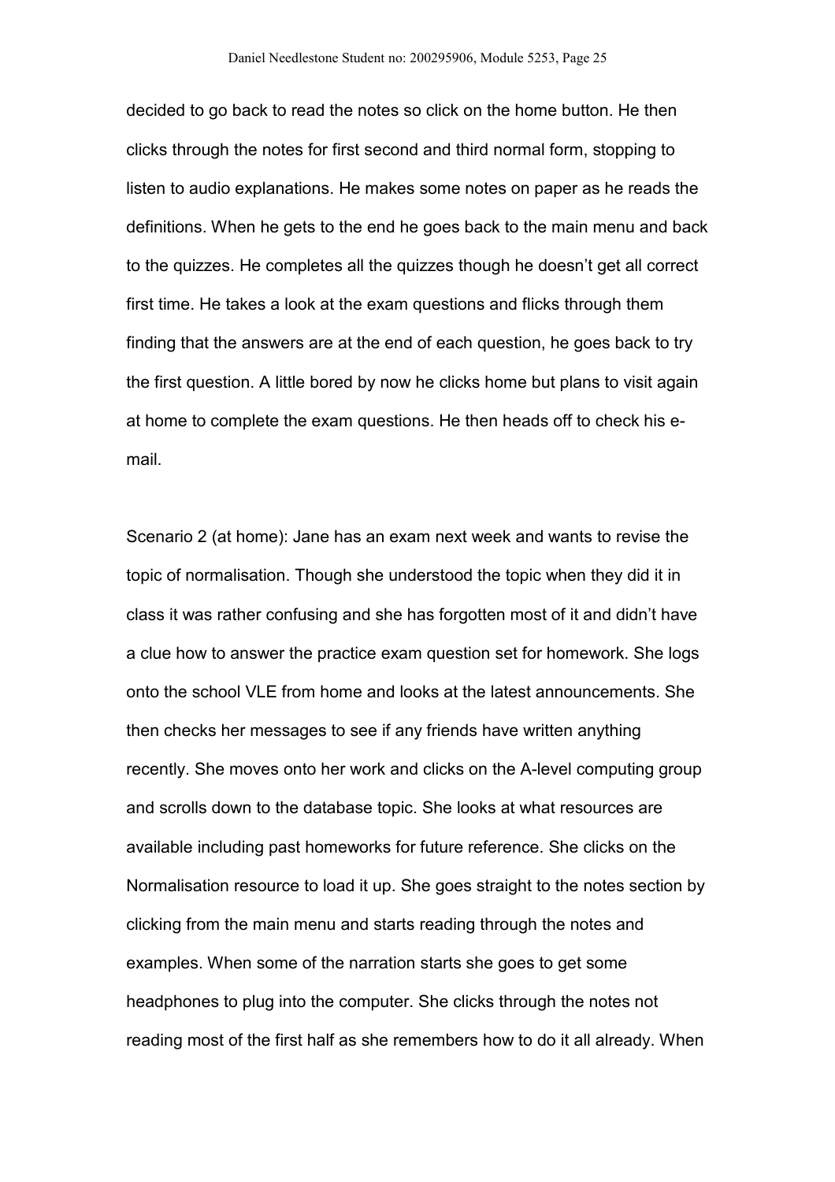decided to go back to read the notes so click on the home button. He then clicks through the notes for first second and third normal form, stopping to listen to audio explanations. He makes some notes on paper as he reads the definitions. When he gets to the end he goes back to the main menu and back to the quizzes. He completes all the quizzes though he doesn't get all correct first time. He takes a look at the exam questions and flicks through them finding that the answers are at the end of each question, he goes back to try the first question. A little bored by now he clicks home but plans to visit again at home to complete the exam questions. He then heads off to check his e-mail.

Scenario 2 (at home): Jane has an exam next week and wants to revise the topic of normalisation. Though she understood the topic when they did it in class it was rather confusing and she has forgotten most of it and didn't have a clue how to answer the practice exam question set for homework. She logs onto the school VLE from home and looks at the latest announcements. She then checks her messages to see if any friends have written anything recently. She moves onto her work and clicks on the A-level computing group and scrolls down to the database topic. She looks at what resources are available including past homeworks for future reference. She clicks on the Normalisation resource to load it up. She goes straight to the notes section by clicking from the main menu and starts reading through the notes and examples. When some of the narration starts she goes to get some headphones to plug into the computer. She clicks through the notes not reading most of the first half as she remembers how to do it all already. When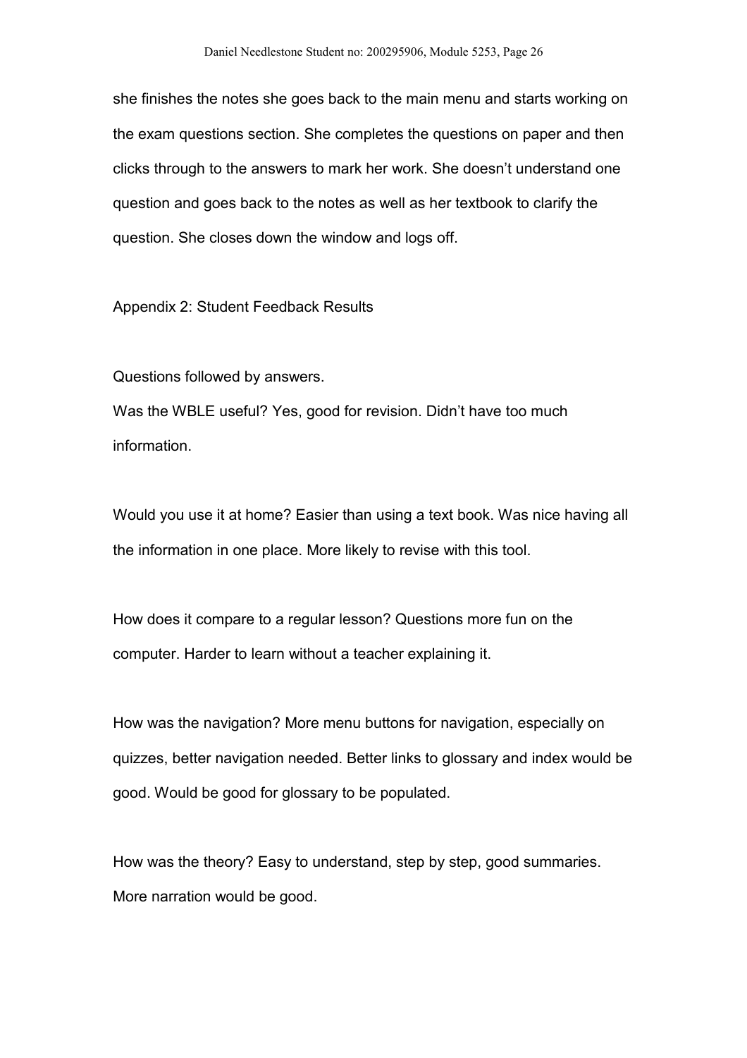she finishes the notes she goes back to the main menu and starts working on the exam questions section. She completes the questions on paper and then clicks through to the answers to mark her work. She doesn't understand one question and goes back to the notes as well as her textbook to clarify the question. She closes down the window and logs off.

Appendix 2: Student Feedback Results

Questions followed by answers.

Was the WBLE useful? Yes, good for revision. Didn't have too much information.

Would you use it at home? Easier than using a text book. Was nice having all the information in one place. More likely to revise with this tool.

How does it compare to a regular lesson? Questions more fun on the computer. Harder to learn without a teacher explaining it.

How was the navigation? More menu buttons for navigation, especially on quizzes, better navigation needed. Better links to glossary and index would be good. Would be good for glossary to be populated.

How was the theory? Easy to understand, step by step, good summaries. More narration would be good.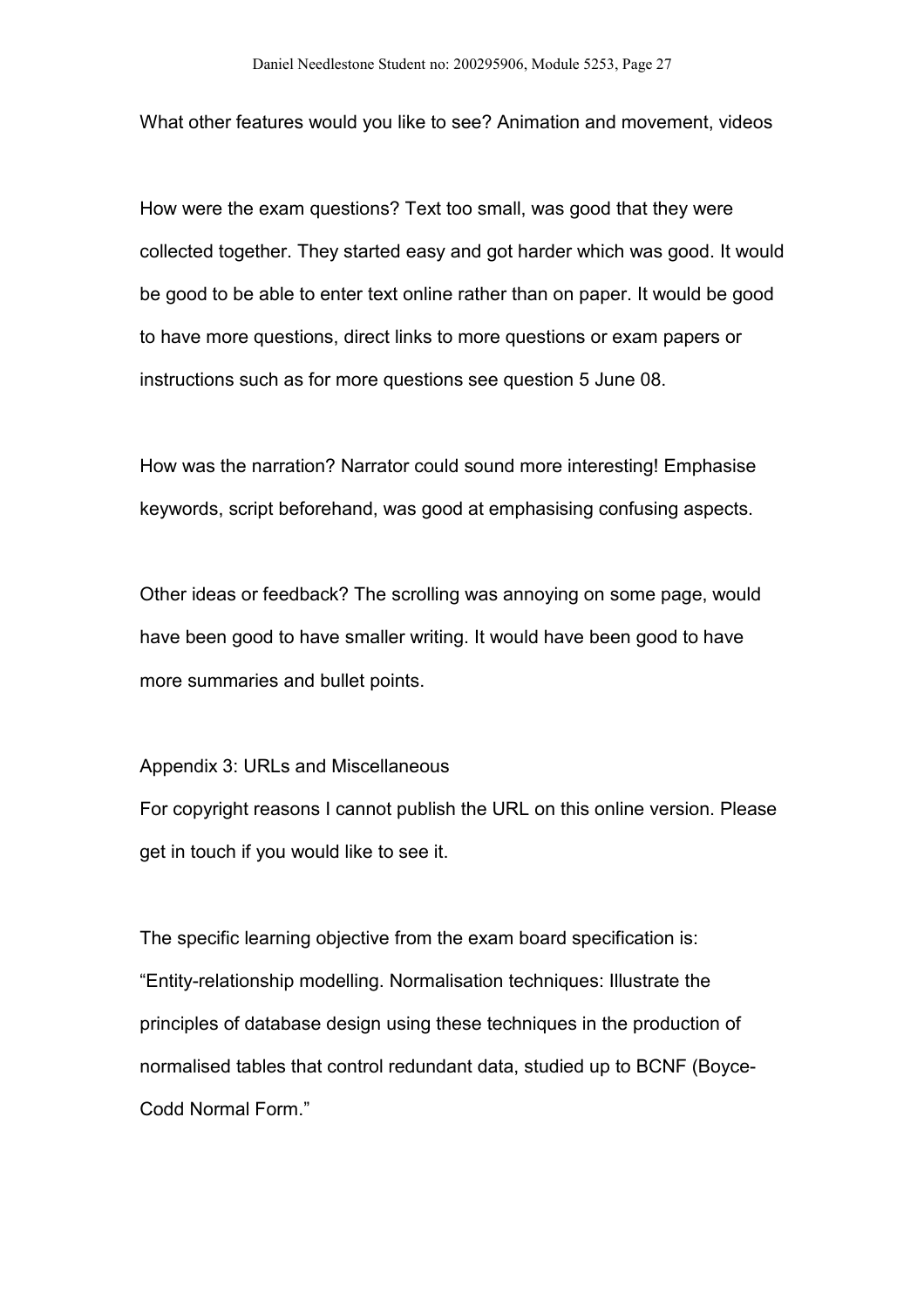What other features would you like to see? Animation and movement, videos

How were the exam questions? Text too small, was good that they were collected together. They started easy and got harder which was good. It would be good to be able to enter text online rather than on paper. It would be good to have more questions, direct links to more questions or exam papers or instructions such as for more questions see question 5 June 08.

How was the narration? Narrator could sound more interesting! Emphasise keywords, script beforehand, was good at emphasising confusing aspects.

Other ideas or feedback? The scrolling was annoying on some page, would have been good to have smaller writing. It would have been good to have more summaries and bullet points.

Appendix 3: URLs and Miscellaneous

For copyright reasons I cannot publish the URL on this online version. Please get in touch if you would like to see it.

The specific learning objective from the exam board specification is: "Entity-relationship modelling. Normalisation techniques: Illustrate the principles of database design using these techniques in the production of normalised tables that control redundant data, studied up to BCNF (Boyce-Codd Normal Form."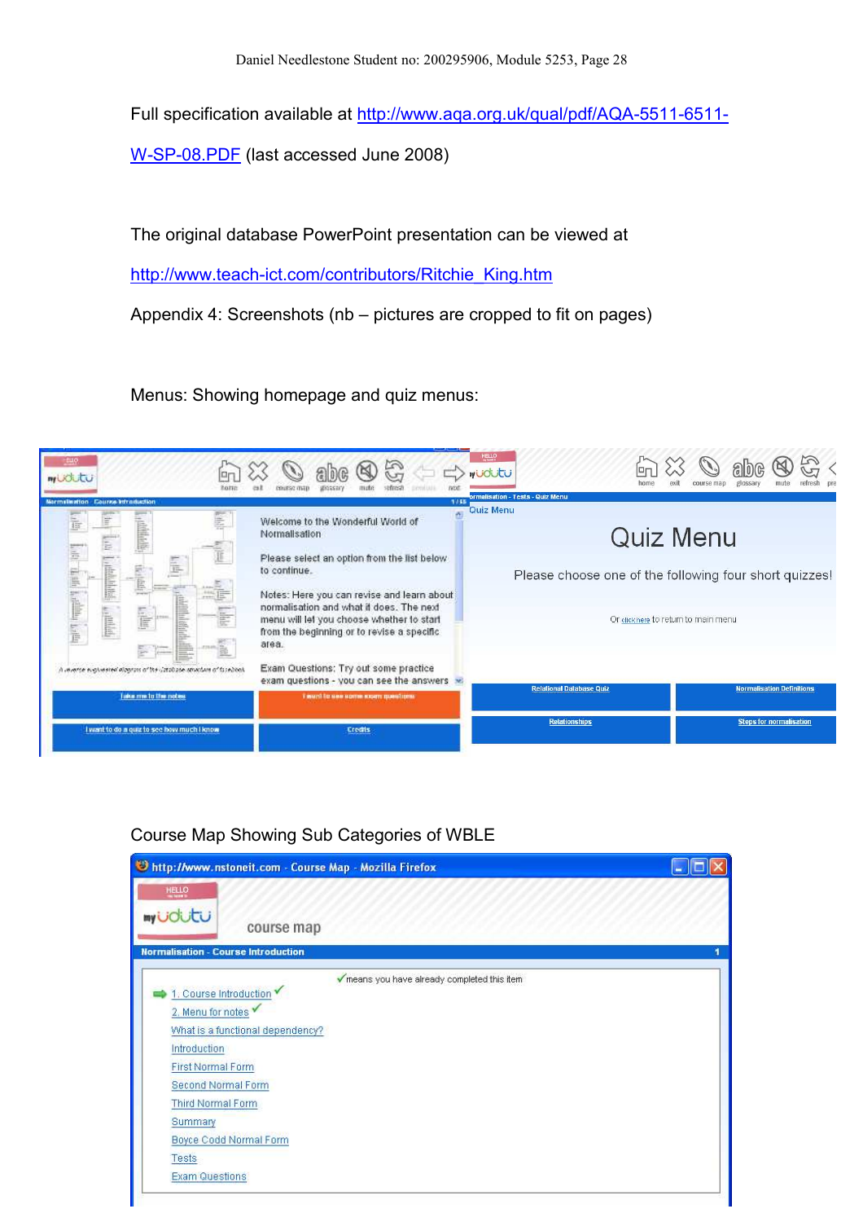Full specification available at http://www.aqa.org.uk/qual/pdf/AQA-5511-6511-W-SP-08.PDF (last accessed June 2008)

The original database PowerPoint presentation can be viewed at http://www.teach-ict.com/contributors/Ritchie_King.htm

Appendix 4: Screenshots (nb – pictures are cropped to fit on pages)

Menus: Showing homepage and quiz menus:

Course Map Showing Sub Categories of WBLE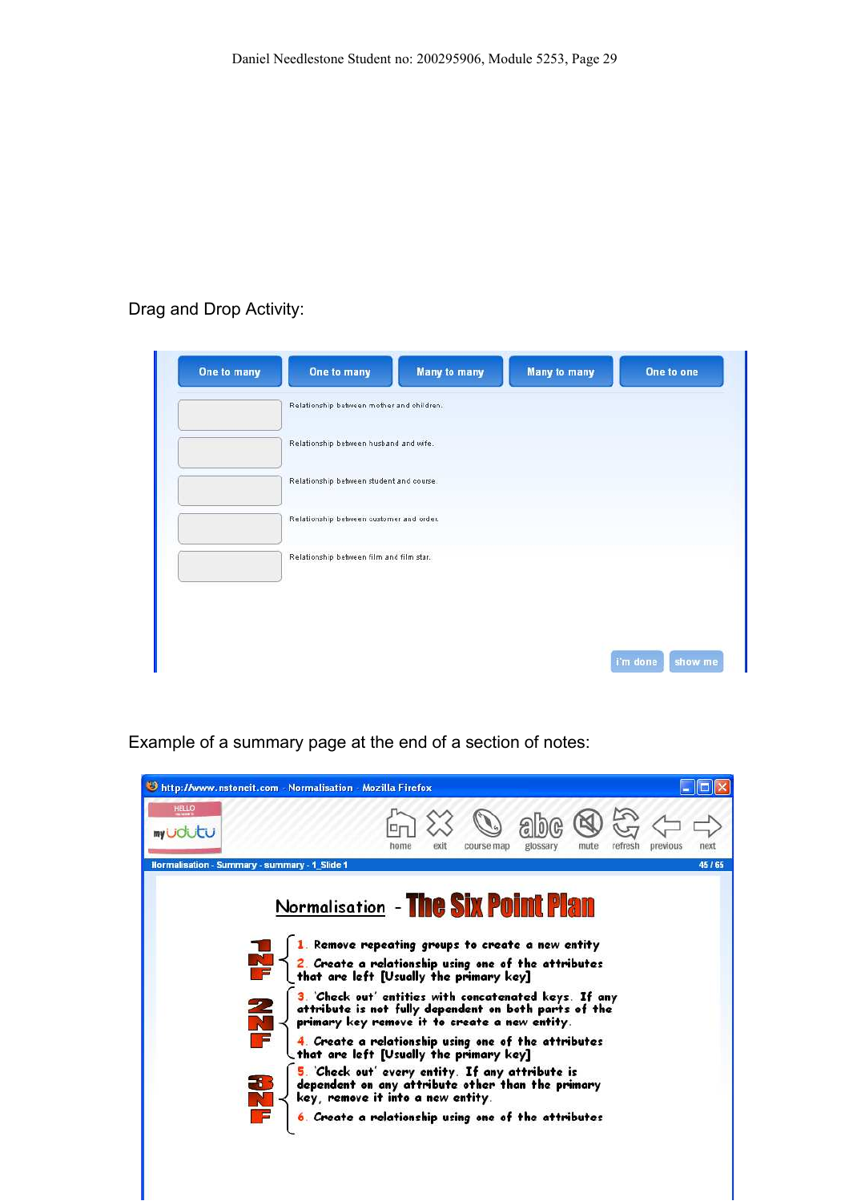Drag and Drop Activity:

One to many | One to many | Many to many | Many to many | One to one

Relationship between mother and children.

Relationship between husband and wife.

Relationship between student and course.

Relationship between customer and order.

Relationship between film and film star.

i'm done | show me

Example of a summary page at the end of a section of notes:

http://www.nstoneit.com - Normalisation - Mozilla Firefox

home | exit | course map | glossary | mute | refresh | previous | next

Normalisation - Summary - summary - 1_Slide 1 — 45 / 65

Normalisation - The Six Point Plan

1NF
1. Remove repeating groups to create a new entity
2. Create a relationship using one of the attributes that are left [Usually the primary key]

2NF
3. 'Check out' entities with concatenated keys. If any attribute is not fully dependent on both parts of the primary key remove it to create a new entity.
4. Create a relationship using one of the attributes that are left [Usually the primary key]

3NF
5. 'Check out' every entity. If any attribute is dependent on any attribute other than the primary key, remove it into a new entity.
6. Create a relationship using one of the attributes